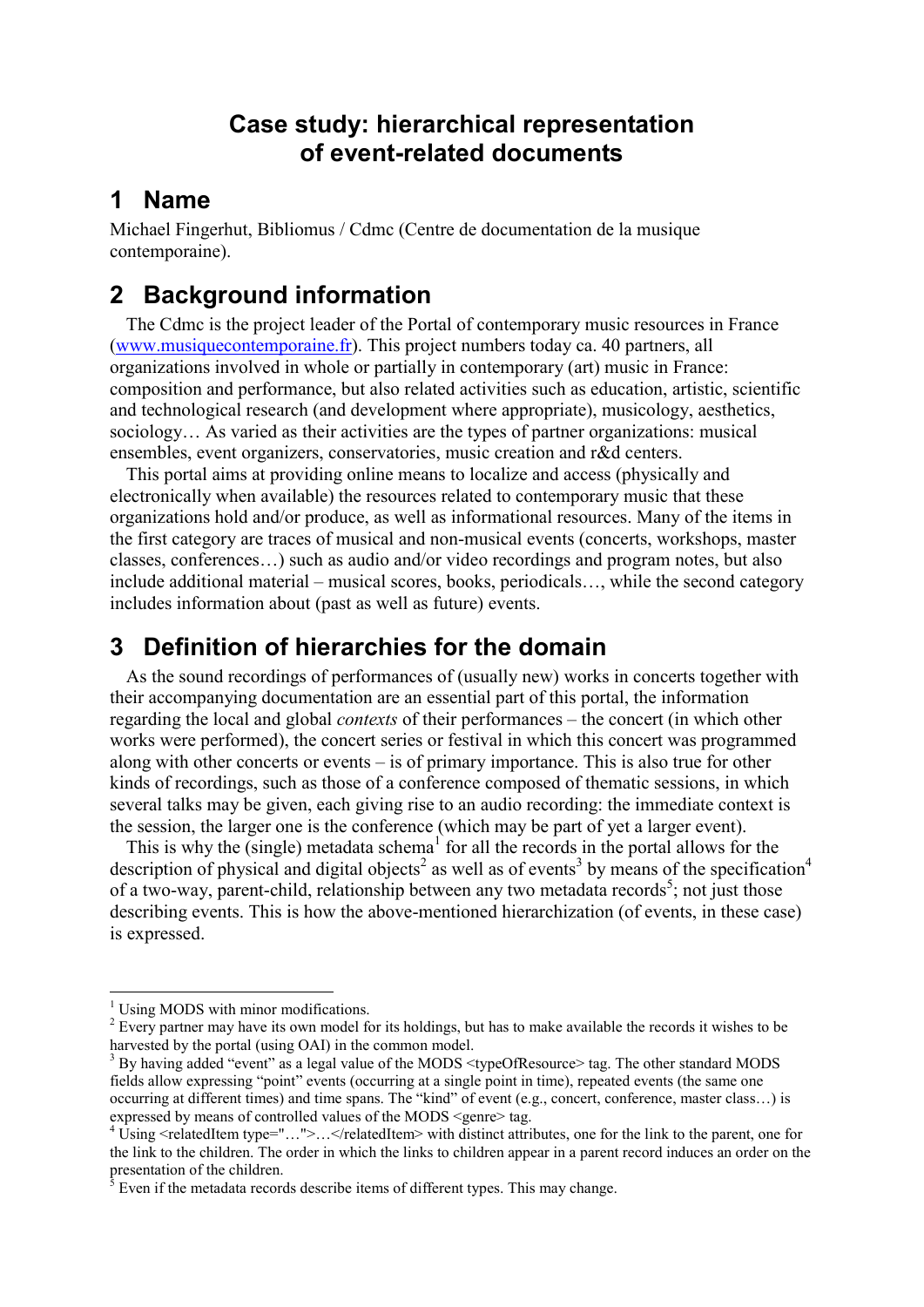# Case study: hierarchical representation of event-related documents

## 1 Name

Michael Fingerhut, Bibliomus / Cdmc (Centre de documentation de la musique contemporaine).

## 2 Background information

The Cdmc is the project leader of the Portal of contemporary music resources in France (www.musiquecontemporaine.fr). This project numbers today ca. 40 partners, all organizations involved in whole or partially in contemporary (art) music in France: composition and performance, but also related activities such as education, artistic, scientific and technological research (and development where appropriate), musicology, aesthetics, sociology… As varied as their activities are the types of partner organizations: musical ensembles, event organizers, conservatories, music creation and r&d centers.

This portal aims at providing online means to localize and access (physically and electronically when available) the resources related to contemporary music that these organizations hold and/or produce, as well as informational resources. Many of the items in the first category are traces of musical and non-musical events (concerts, workshops, master classes, conferences…) such as audio and/or video recordings and program notes, but also include additional material – musical scores, books, periodicals…, while the second category includes information about (past as well as future) events.

## 3 Definition of hierarchies for the domain

As the sound recordings of performances of (usually new) works in concerts together with their accompanying documentation are an essential part of this portal, the information regarding the local and global *contexts* of their performances – the concert (in which other works were performed), the concert series or festival in which this concert was programmed along with other concerts or events – is of primary importance. This is also true for other kinds of recordings, such as those of a conference composed of thematic sessions, in which several talks may be given, each giving rise to an audio recording: the immediate context is the session, the larger one is the conference (which may be part of yet a larger event).

This is why the (single) metadata schema[1] for all the records in the portal allows for the description of physical and digital objects[2] as well as of events[3] by means of the specification[4] of a two-way, parent-child, relationship between any two metadata records[5]; not just those describing events. This is how the above-mentioned hierarchization (of events, in these case) is expressed.

---

[1] Using MODS with minor modifications.

[2] Every partner may have its own model for its holdings, but has to make available the records it wishes to be harvested by the portal (using OAI) in the common model.

[3] By having added "event" as a legal value of the MODS <typeOfResource> tag. The other standard MODS fields allow expressing "point" events (occurring at a single point in time), repeated events (the same one occurring at different times) and time spans. The "kind" of event (e.g., concert, conference, master class…) is expressed by means of controlled values of the MODS <genre> tag.

[4] Using <relatedItem type="…">…</relatedItem> with distinct attributes, one for the link to the parent, one for the link to the children. The order in which the links to children appear in a parent record induces an order on the presentation of the children.

[5] Even if the metadata records describe items of different types. This may change.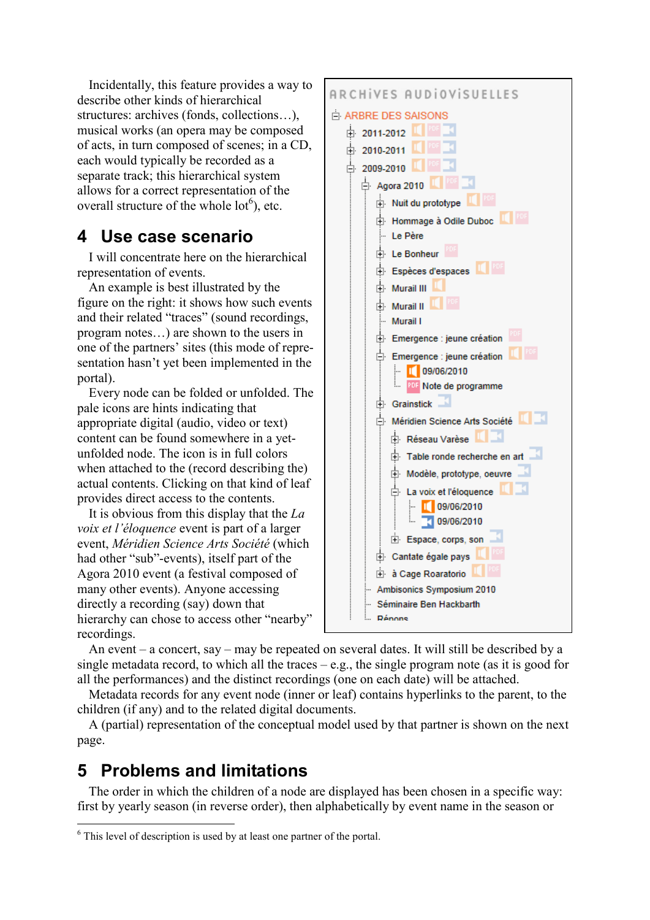Incidentally, this feature provides a way to describe other kinds of hierarchical structures: archives (fonds, collections…), musical works (an opera may be composed of acts, in turn composed of scenes; in a CD, each would typically be recorded as a separate track; this hierarchical system allows for a correct representation of the overall structure of the whole lot[6]), etc.

## 4 Use case scenario

I will concentrate here on the hierarchical representation of events.

An example is best illustrated by the figure on the right: it shows how such events and their related "traces" (sound recordings, program notes…) are shown to the users in one of the partners' sites (this mode of representation hasn't yet been implemented in the portal).

Every node can be folded or unfolded. The pale icons are hints indicating that appropriate digital (audio, video or text) content can be found somewhere in a yet-unfolded node. The icon is in full colors when attached to the (record describing the) actual contents. Clicking on that kind of leaf provides direct access to the contents.

It is obvious from this display that the *La voix et l'éloquence* event is part of a larger event, *Méridien Science Arts Société* (which had other "sub"-events), itself part of the Agora 2010 event (a festival composed of many other events). Anyone accessing directly a recording (say) down that hierarchy can chose to access other "nearby" recordings.

ARCHiVES AUDiOViSUELLES

- ARBRE DES SAISONS
  - 2011-2012
  - 2010-2011
  - 2009-2010
    - Agora 2010
      - Nuit du prototype
      - Hommage à Odile Duboc
      - Le Père
      - Le Bonheur
      - Espèces d'espaces
      - Murail III
      - Murail II
      - Murail I
      - Emergence : jeune création
      - Emergence : jeune création
        - 09/06/2010
        - Note de programme
      - Grainstick
      - Méridien Science Arts Société
        - Réseau Varèse
        - Table ronde recherche en art
        - Modèle, prototype, oeuvre
        - La voix et l'éloquence
          - 09/06/2010
          - 09/06/2010
        - Espace, corps, son
      - Cantate égale pays
      - à Cage Roaratorio
    - Ambisonics Symposium 2010
    - Séminaire Ben Hackbarth
    - Répons

An event – a concert, say – may be repeated on several dates. It will still be described by a single metadata record, to which all the traces – e.g., the single program note (as it is good for all the performances) and the distinct recordings (one on each date) will be attached.

Metadata records for any event node (inner or leaf) contains hyperlinks to the parent, to the children (if any) and to the related digital documents.

A (partial) representation of the conceptual model used by that partner is shown on the next page.

## 5 Problems and limitations

The order in which the children of a node are displayed has been chosen in a specific way: first by yearly season (in reverse order), then alphabetically by event name in the season or

[6] This level of description is used by at least one partner of the portal.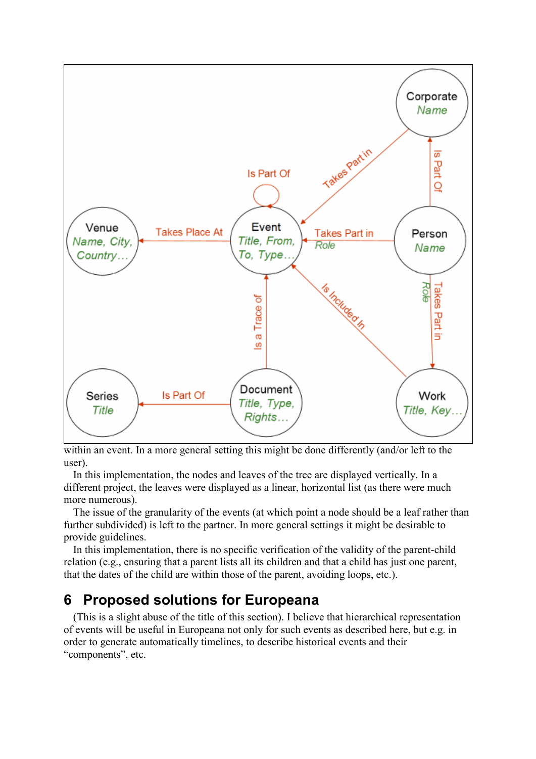Corporate
Name

Is Part Of

Takes Part in

Is Part Of

Venue
Name, City, Country…

Takes Place At

Event
Title, From, To, Type…

Takes Part in
Role

Person
Name

Is a Trace of

Is Included In

Role
Takes Part in

Series
Title

Is Part Of

Document
Title, Type, Rights…

Work
Title, Key…

within an event. In a more general setting this might be done differently (and/or left to the user).

In this implementation, the nodes and leaves of the tree are displayed vertically. In a different project, the leaves were displayed as a linear, horizontal list (as there were much more numerous).

The issue of the granularity of the events (at which point a node should be a leaf rather than further subdivided) is left to the partner. In more general settings it might be desirable to provide guidelines.

In this implementation, there is no specific verification of the validity of the parent-child relation (e.g., ensuring that a parent lists all its children and that a child has just one parent, that the dates of the child are within those of the parent, avoiding loops, etc.).

## 6 Proposed solutions for Europeana

(This is a slight abuse of the title of this section). I believe that hierarchical representation of events will be useful in Europeana not only for such events as described here, but e.g. in order to generate automatically timelines, to describe historical events and their "components", etc.